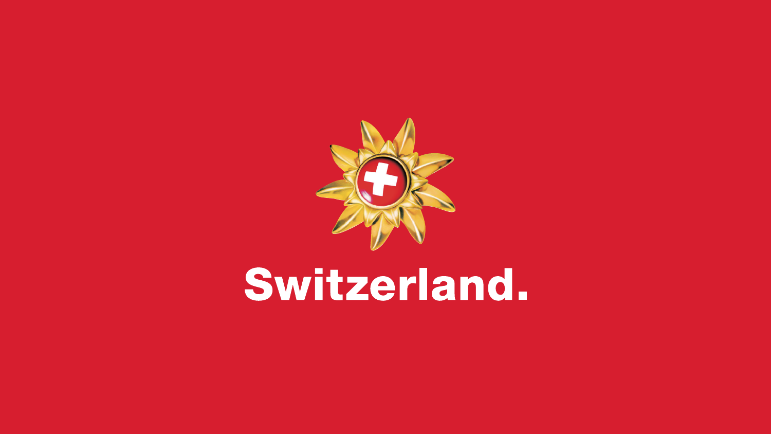# Switzerland.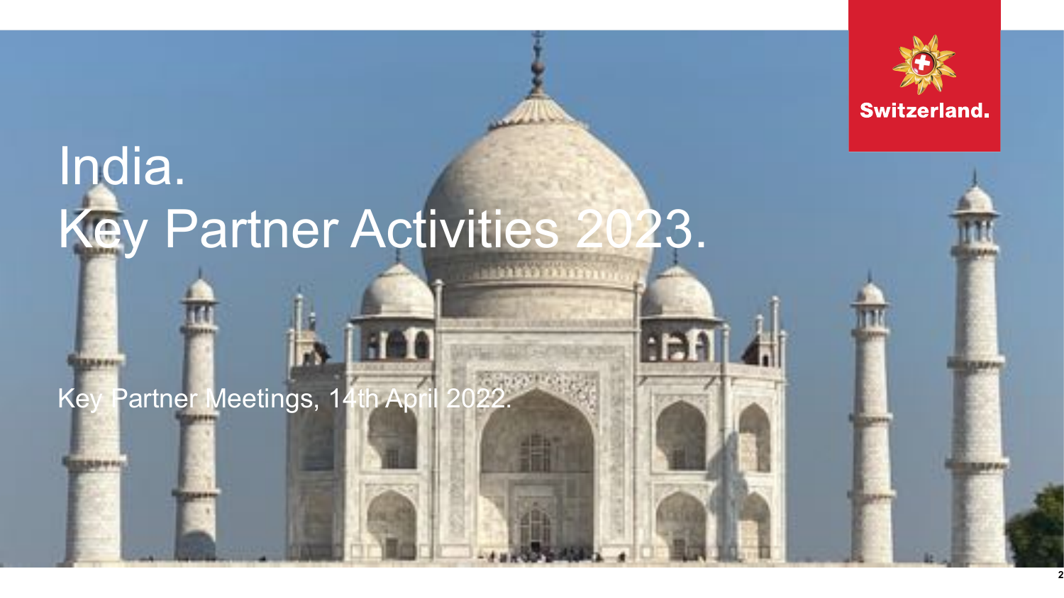Switzerland.

# India.
# Key Partner Activities 2023.

Key Partner Meetings, 14th April 2022.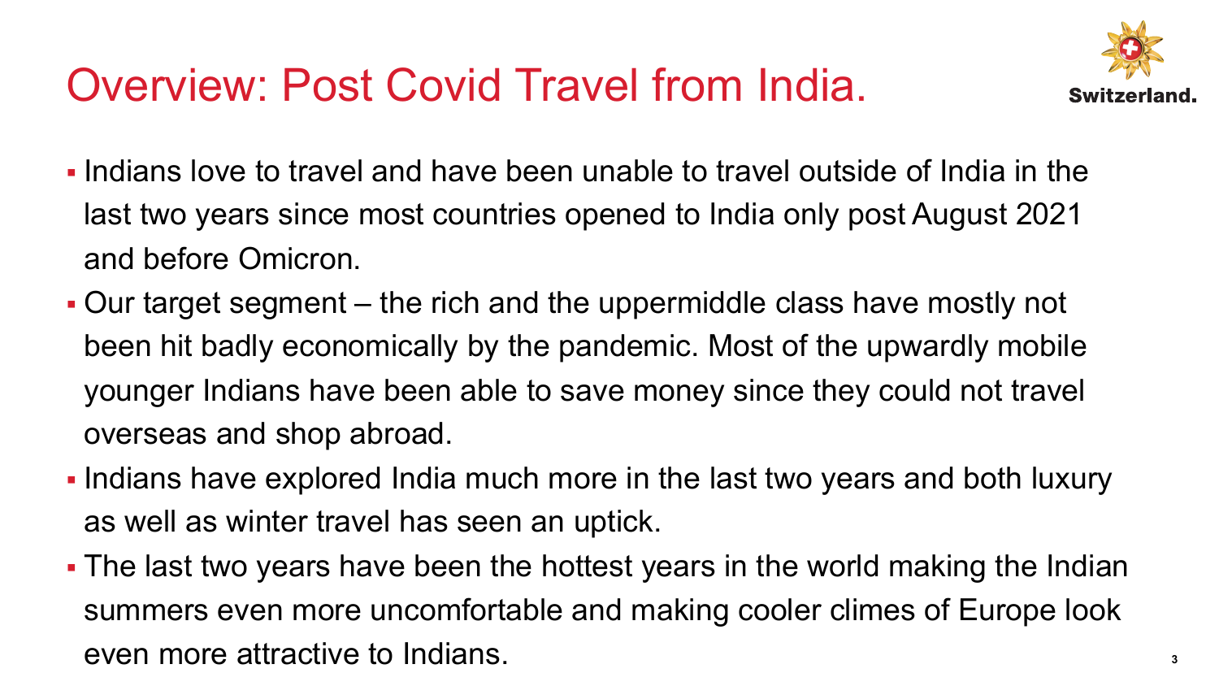# Overview: Post Covid Travel from India.

- Indians love to travel and have been unable to travel outside of India in the last two years since most countries opened to India only post August 2021 and before Omicron.
- Our target segment – the rich and the uppermiddle class have mostly not been hit badly economically by the pandemic. Most of the upwardly mobile younger Indians have been able to save money since they could not travel overseas and shop abroad.
- Indians have explored India much more in the last two years and both luxury as well as winter travel has seen an uptick.
- The last two years have been the hottest years in the world making the Indian summers even more uncomfortable and making cooler climes of Europe look even more attractive to Indians.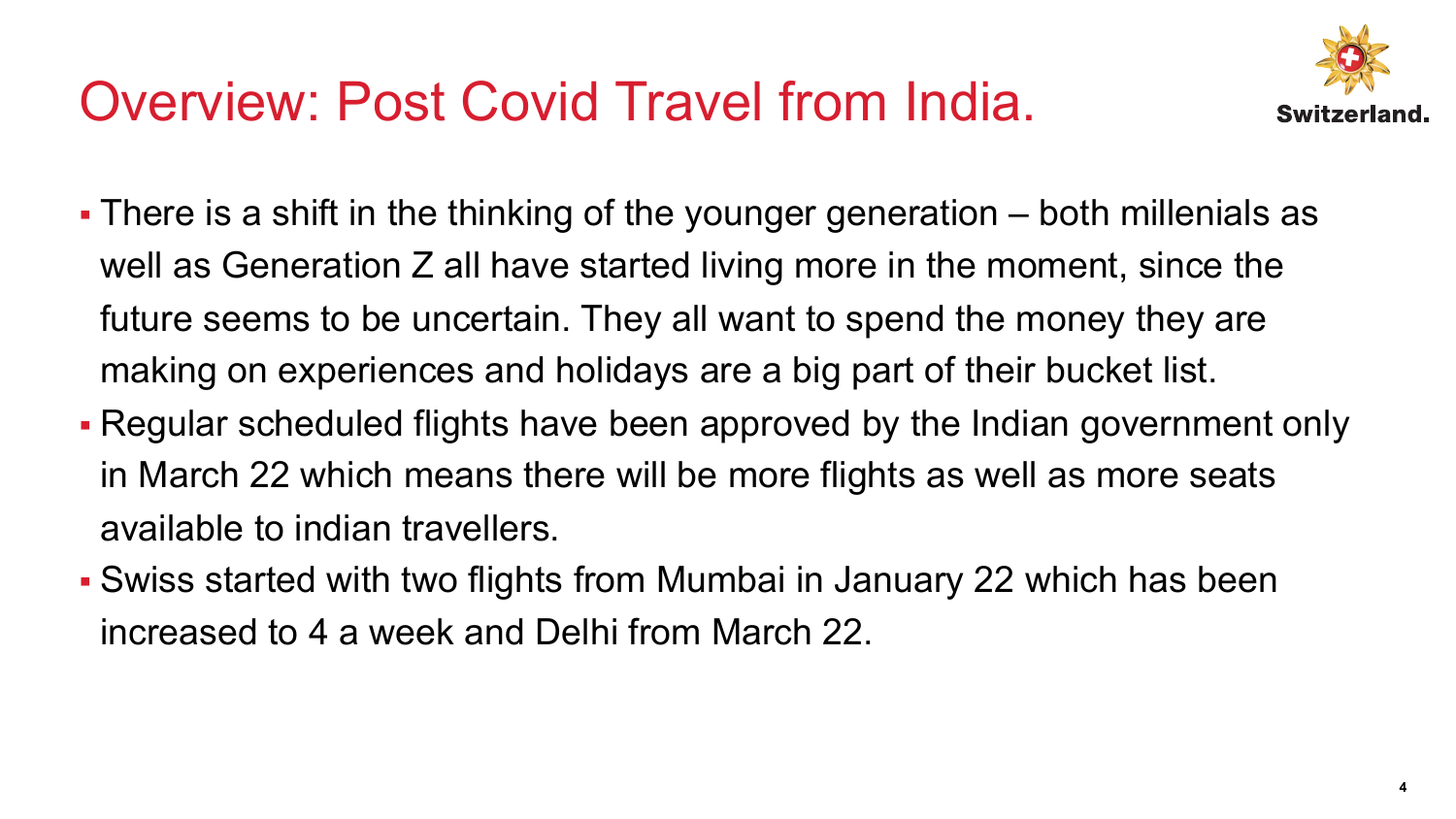# Overview: Post Covid Travel from India.

- There is a shift in the thinking of the younger generation – both millenials as well as Generation Z all have started living more in the moment, since the future seems to be uncertain. They all want to spend the money they are making on experiences and holidays are a big part of their bucket list.
- Regular scheduled flights have been approved by the Indian government only in March 22 which means there will be more flights as well as more seats available to indian travellers.
- Swiss started with two flights from Mumbai in January 22 which has been increased to 4 a week and Delhi from March 22.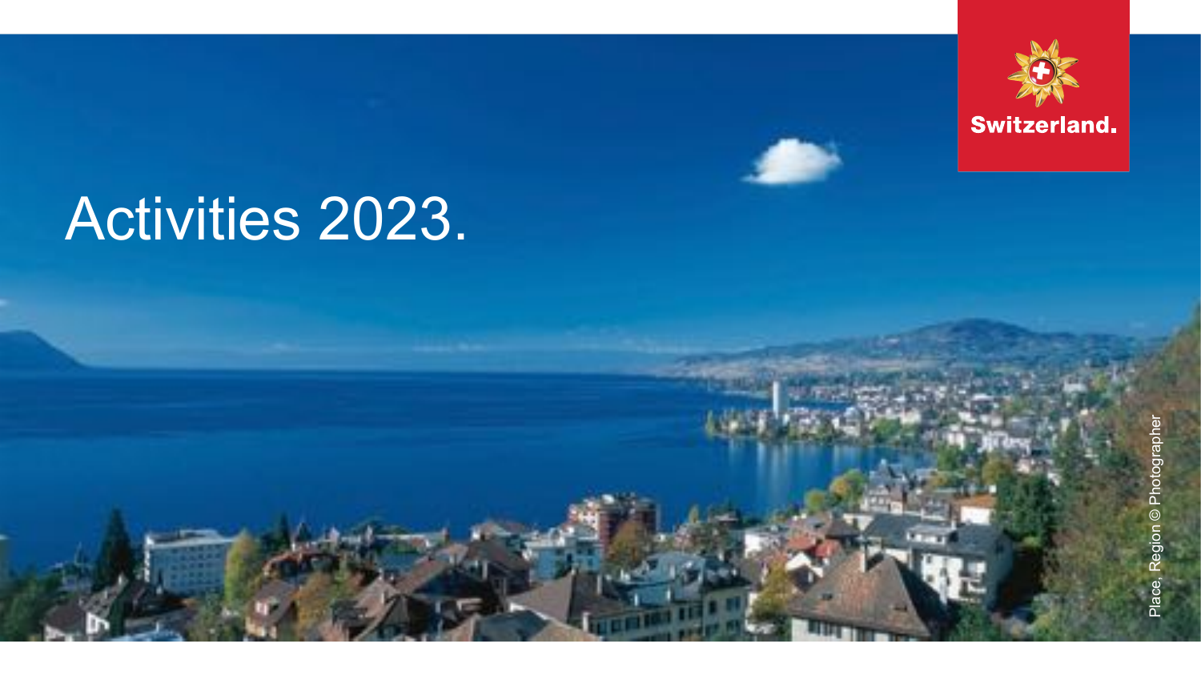# Activities 2023.

Switzerland.

Place, Region © Photographer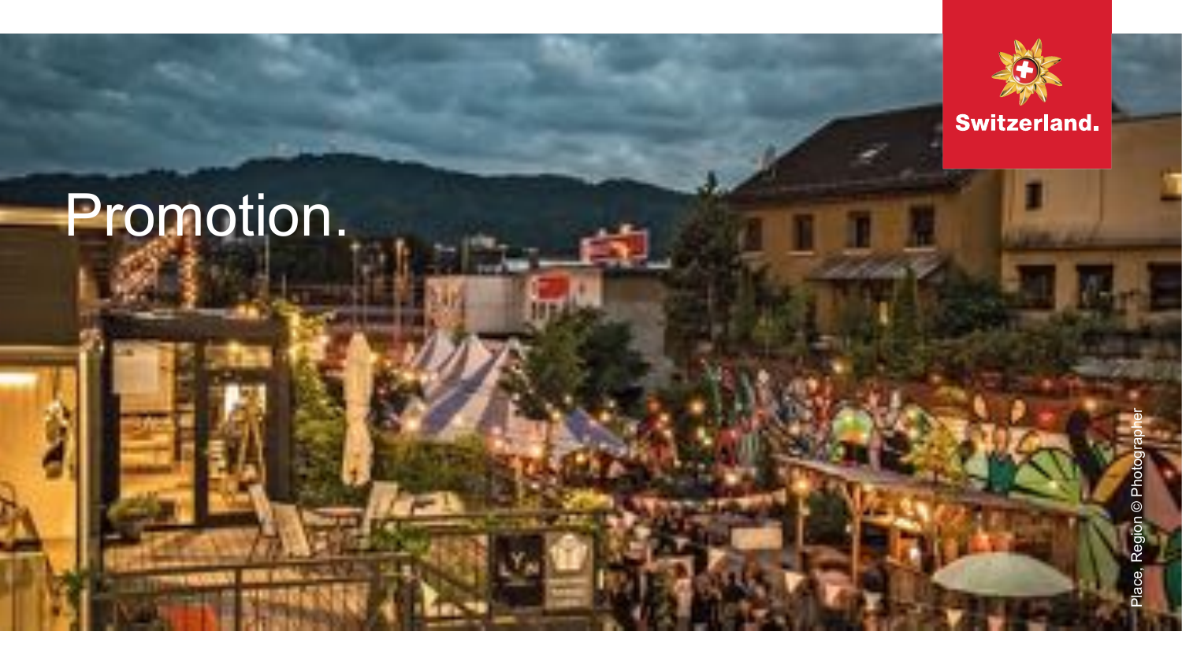# Promotion.

Switzerland.

Place, Region © Photographer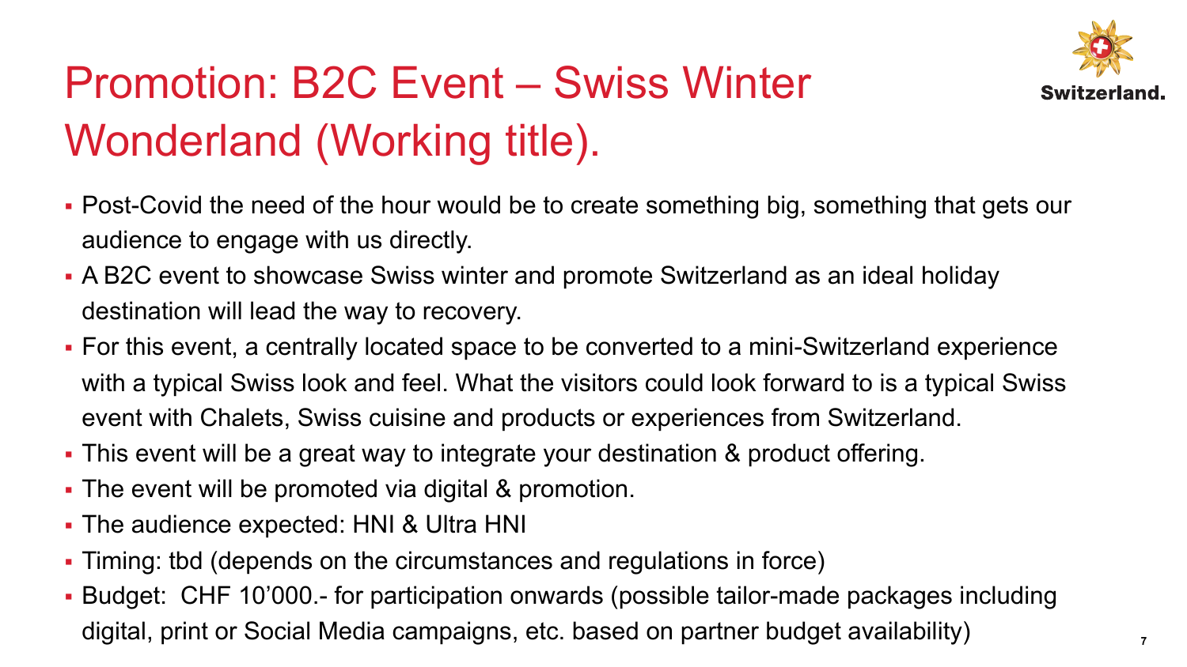# Promotion: B2C Event – Swiss Winter Wonderland (Working title).

- Post-Covid the need of the hour would be to create something big, something that gets our audience to engage with us directly.
- A B2C event to showcase Swiss winter and promote Switzerland as an ideal holiday destination will lead the way to recovery.
- For this event, a centrally located space to be converted to a mini-Switzerland experience with a typical Swiss look and feel. What the visitors could look forward to is a typical Swiss event with Chalets, Swiss cuisine and products or experiences from Switzerland.
- This event will be a great way to integrate your destination & product offering.
- The event will be promoted via digital & promotion.
- The audience expected: HNI & Ultra HNI
- Timing: tbd (depends on the circumstances and regulations in force)
- Budget: CHF 10'000.- for participation onwards (possible tailor-made packages including digital, print or Social Media campaigns, etc. based on partner budget availability)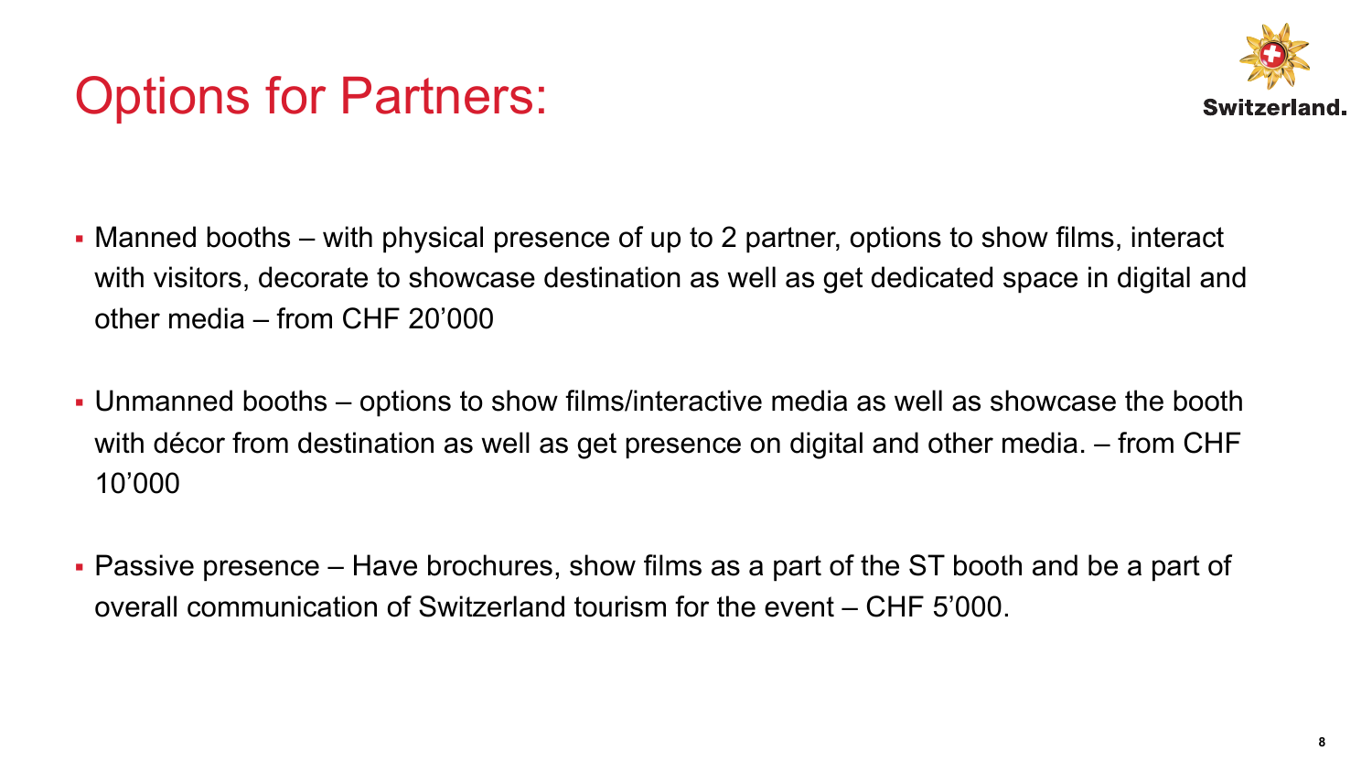# Options for Partners:

- Manned booths – with physical presence of up to 2 partner, options to show films, interact with visitors, decorate to showcase destination as well as get dedicated space in digital and other media – from CHF 20’000

- Unmanned booths – options to show films/interactive media as well as showcase the booth with décor from destination as well as get presence on digital and other media. – from CHF 10’000

- Passive presence – Have brochures, show films as a part of the ST booth and be a part of overall communication of Switzerland tourism for the event – CHF 5’000.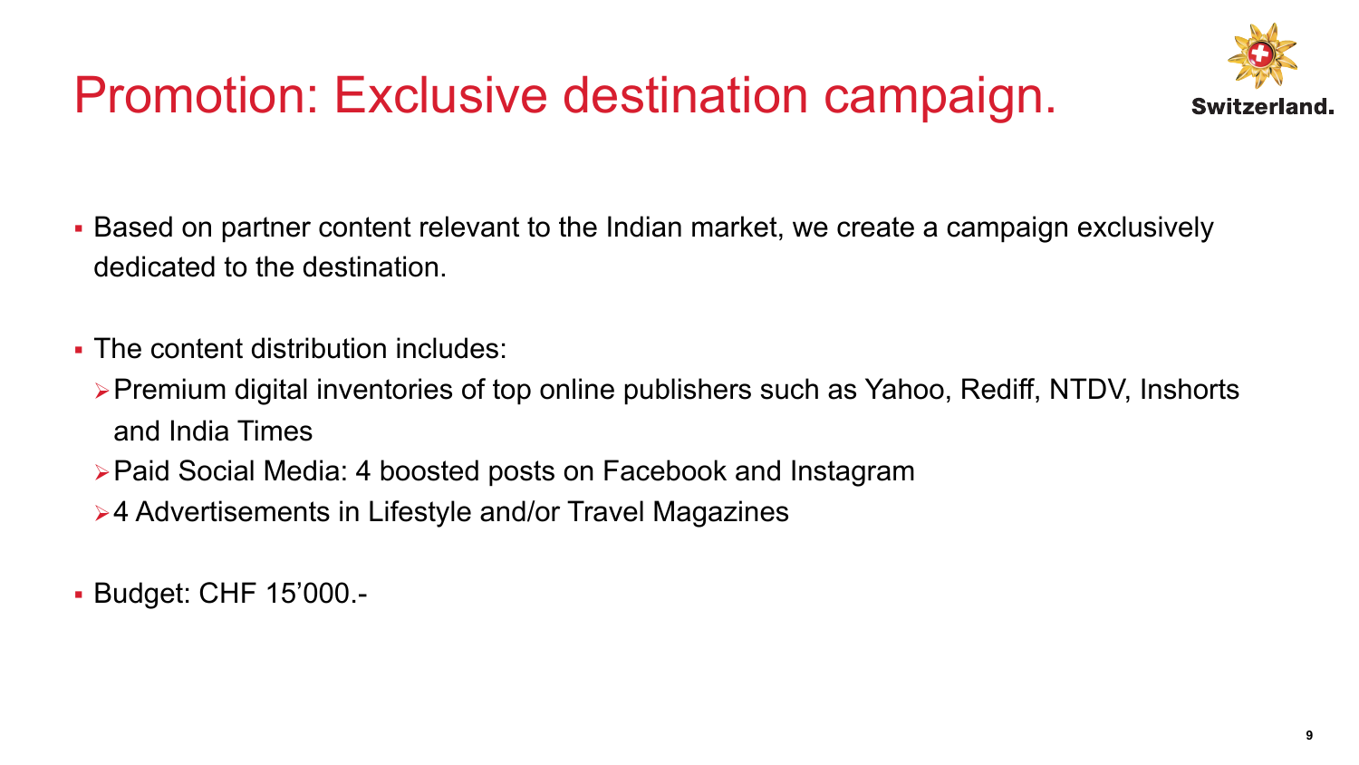# Promotion: Exclusive destination campaign.

- Based on partner content relevant to the Indian market, we create a campaign exclusively dedicated to the destination.

- The content distribution includes:
  - Premium digital inventories of top online publishers such as Yahoo, Rediff, NTDV, Inshorts and India Times
  - Paid Social Media: 4 boosted posts on Facebook and Instagram
  - 4 Advertisements in Lifestyle and/or Travel Magazines

- Budget: CHF 15’000.-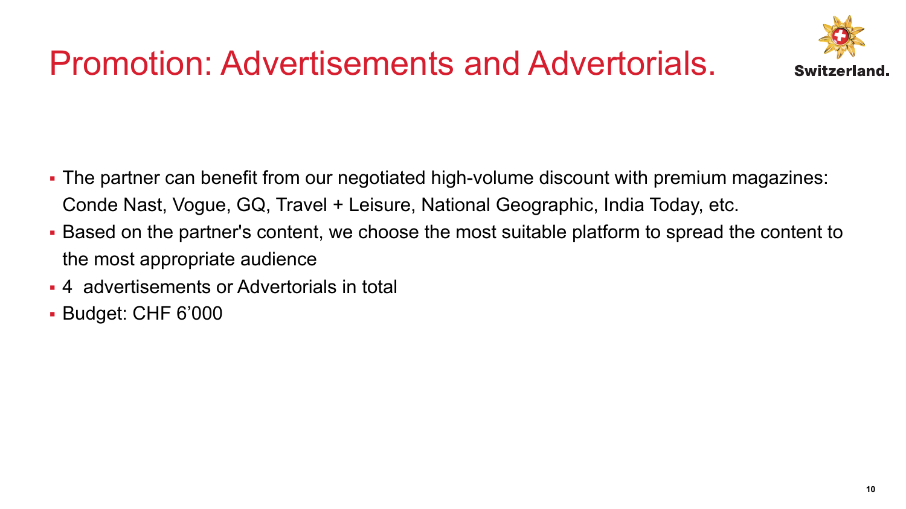# Promotion: Advertisements and Advertorials.

- The partner can benefit from our negotiated high-volume discount with premium magazines: Conde Nast, Vogue, GQ, Travel + Leisure, National Geographic, India Today, etc.
- Based on the partner's content, we choose the most suitable platform to spread the content to the most appropriate audience
- 4 advertisements or Advertorials in total
- Budget: CHF 6’000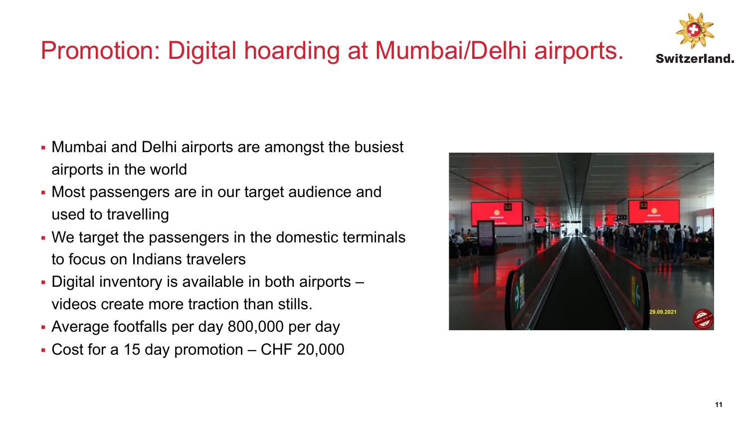# Promotion: Digital hoarding at Mumbai/Delhi airports.

- Mumbai and Delhi airports are amongst the busiest airports in the world
- Most passengers are in our target audience and used to travelling
- We target the passengers in the domestic terminals to focus on Indians travelers
- Digital inventory is available in both airports – videos create more traction than stills.
- Average footfalls per day 800,000 per day
- Cost for a 15 day promotion – CHF 20,000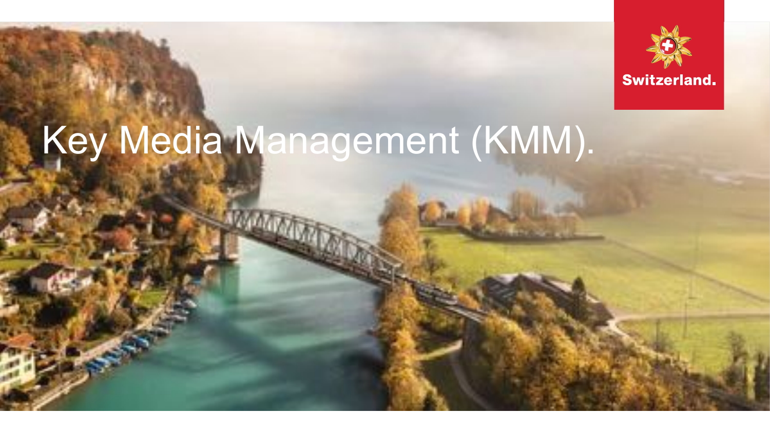# Key Media Management (KMM).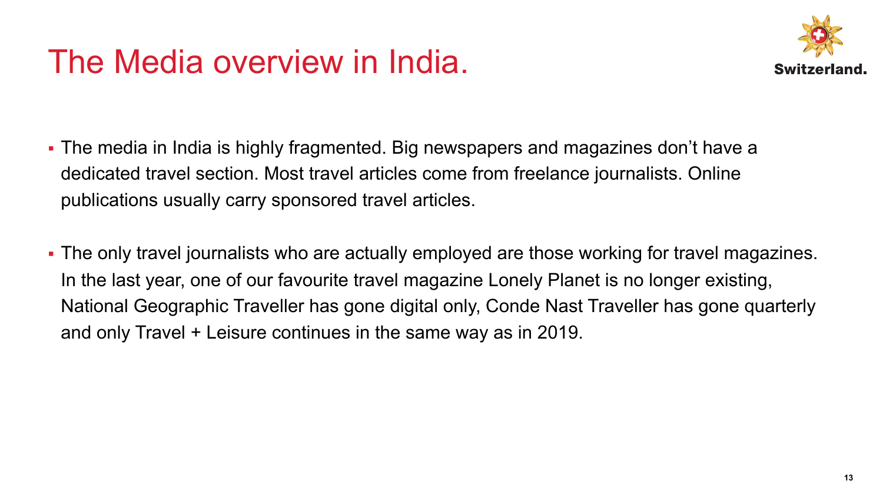# The Media overview in India.

- The media in India is highly fragmented. Big newspapers and magazines don’t have a dedicated travel section. Most travel articles come from freelance journalists. Online publications usually carry sponsored travel articles.
- The only travel journalists who are actually employed are those working for travel magazines. In the last year, one of our favourite travel magazine Lonely Planet is no longer existing, National Geographic Traveller has gone digital only, Conde Nast Traveller has gone quarterly and only Travel + Leisure continues in the same way as in 2019.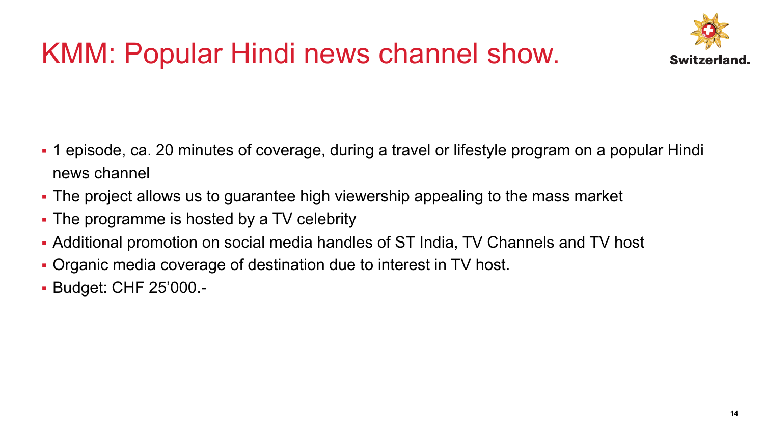# KMM: Popular Hindi news channel show.

- 1 episode, ca. 20 minutes of coverage, during a travel or lifestyle program on a popular Hindi news channel
- The project allows us to guarantee high viewership appealing to the mass market
- The programme is hosted by a TV celebrity
- Additional promotion on social media handles of ST India, TV Channels and TV host
- Organic media coverage of destination due to interest in TV host.
- Budget: CHF 25’000.-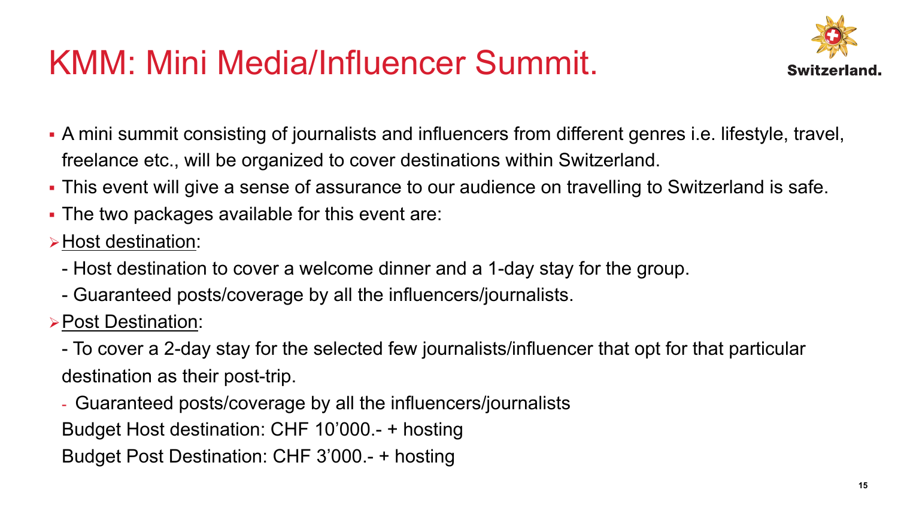# KMM: Mini Media/Influencer Summit.

- A mini summit consisting of journalists and influencers from different genres i.e. lifestyle, travel, freelance etc., will be organized to cover destinations within Switzerland.
- This event will give a sense of assurance to our audience on travelling to Switzerland is safe.
- The two packages available for this event are:

➢ Host destination:

- Host destination to cover a welcome dinner and a 1-day stay for the group.
- Guaranteed posts/coverage by all the influencers/journalists.

➢ Post Destination:

- To cover a 2-day stay for the selected few journalists/influencer that opt for that particular destination as their post-trip.
- Guaranteed posts/coverage by all the influencers/journalists

Budget Host destination: CHF 10'000.- + hosting

Budget Post Destination: CHF 3'000.- + hosting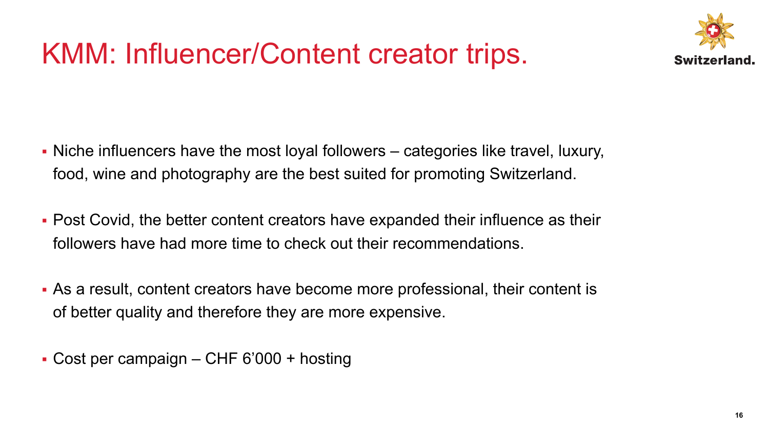# KMM: Influencer/Content creator trips.

- Niche influencers have the most loyal followers – categories like travel, luxury, food, wine and photography are the best suited for promoting Switzerland.
- Post Covid, the better content creators have expanded their influence as their followers have had more time to check out their recommendations.
- As a result, content creators have become more professional, their content is of better quality and therefore they are more expensive.
- Cost per campaign – CHF 6'000 + hosting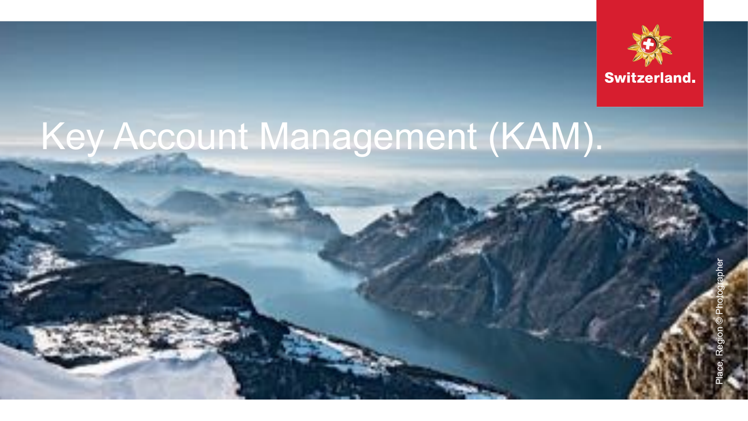# Key Account Management (KAM).

Switzerland.

Place, Region © Photographer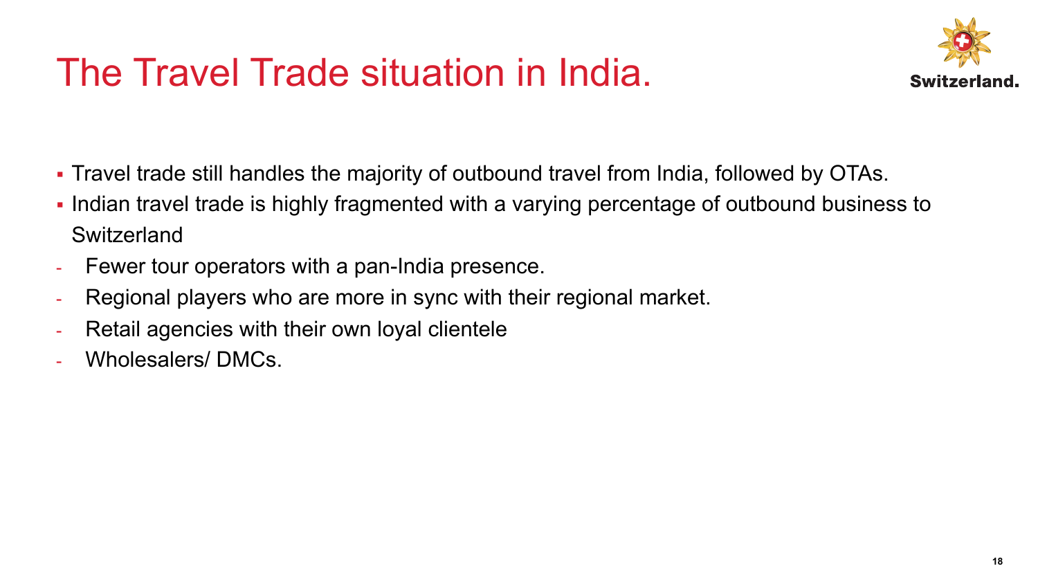# The Travel Trade situation in India.

- Travel trade still handles the majority of outbound travel from India, followed by OTAs.
- Indian travel trade is highly fragmented with a varying percentage of outbound business to Switzerland
  - Fewer tour operators with a pan-India presence.
  - Regional players who are more in sync with their regional market.
  - Retail agencies with their own loyal clientele
  - Wholesalers/ DMCs.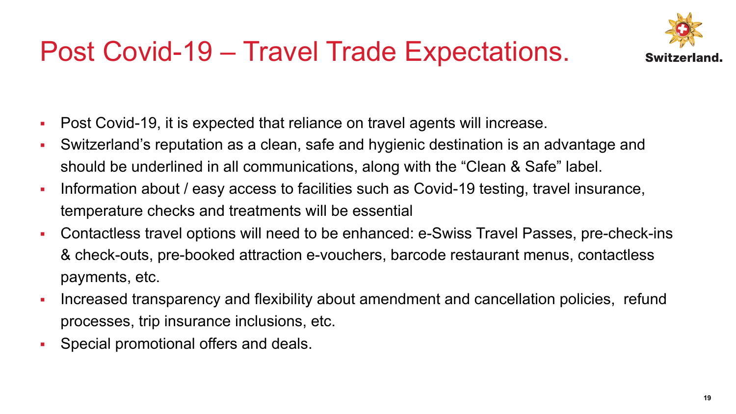# Post Covid-19 – Travel Trade Expectations.

- Post Covid-19, it is expected that reliance on travel agents will increase.
- Switzerland's reputation as a clean, safe and hygienic destination is an advantage and should be underlined in all communications, along with the "Clean & Safe" label.
- Information about / easy access to facilities such as Covid-19 testing, travel insurance, temperature checks and treatments will be essential
- Contactless travel options will need to be enhanced: e-Swiss Travel Passes, pre-check-ins & check-outs, pre-booked attraction e-vouchers, barcode restaurant menus, contactless payments, etc.
- Increased transparency and flexibility about amendment and cancellation policies, refund processes, trip insurance inclusions, etc.
- Special promotional offers and deals.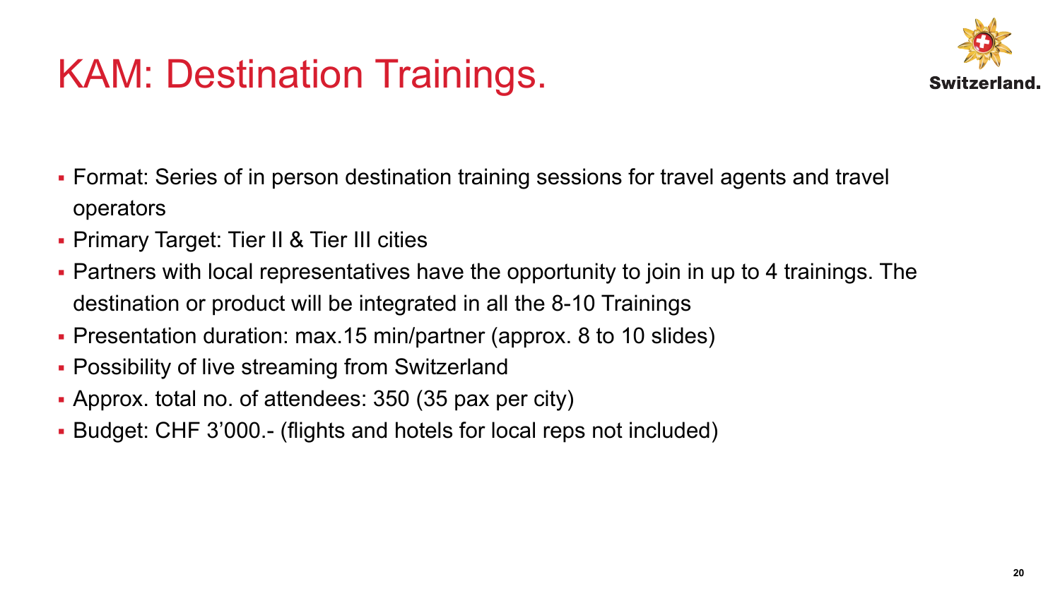# KAM: Destination Trainings.

- Format: Series of in person destination training sessions for travel agents and travel operators
- Primary Target: Tier II & Tier III cities
- Partners with local representatives have the opportunity to join in up to 4 trainings. The destination or product will be integrated in all the 8-10 Trainings
- Presentation duration: max.15 min/partner (approx. 8 to 10 slides)
- Possibility of live streaming from Switzerland
- Approx. total no. of attendees: 350 (35 pax per city)
- Budget: CHF 3'000.- (flights and hotels for local reps not included)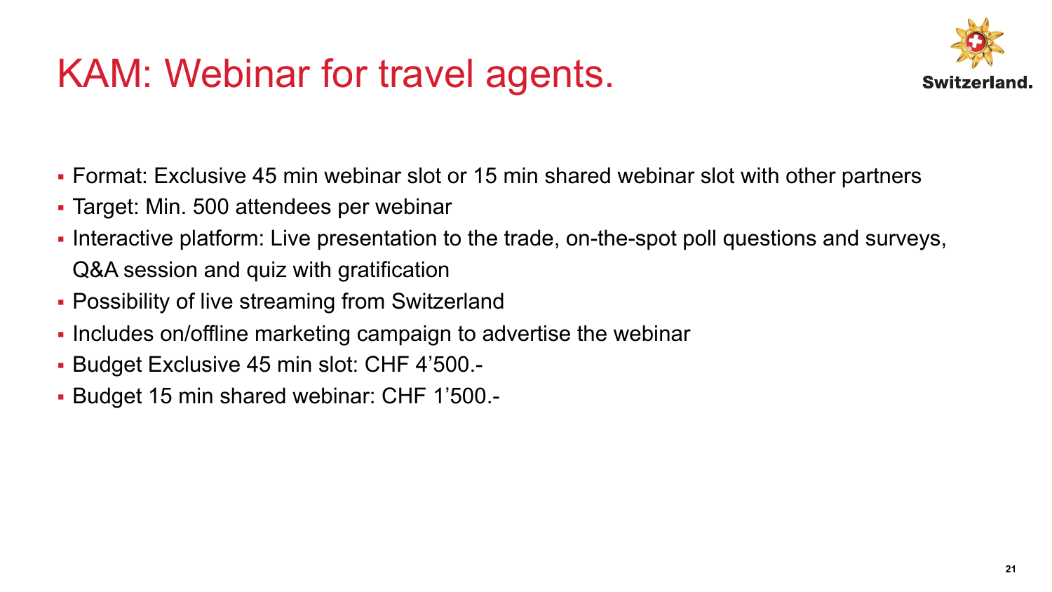# KAM: Webinar for travel agents.

- Format: Exclusive 45 min webinar slot or 15 min shared webinar slot with other partners
- Target: Min. 500 attendees per webinar
- Interactive platform: Live presentation to the trade, on-the-spot poll questions and surveys, Q&A session and quiz with gratification
- Possibility of live streaming from Switzerland
- Includes on/offline marketing campaign to advertise the webinar
- Budget Exclusive 45 min slot: CHF 4'500.-
- Budget 15 min shared webinar: CHF 1'500.-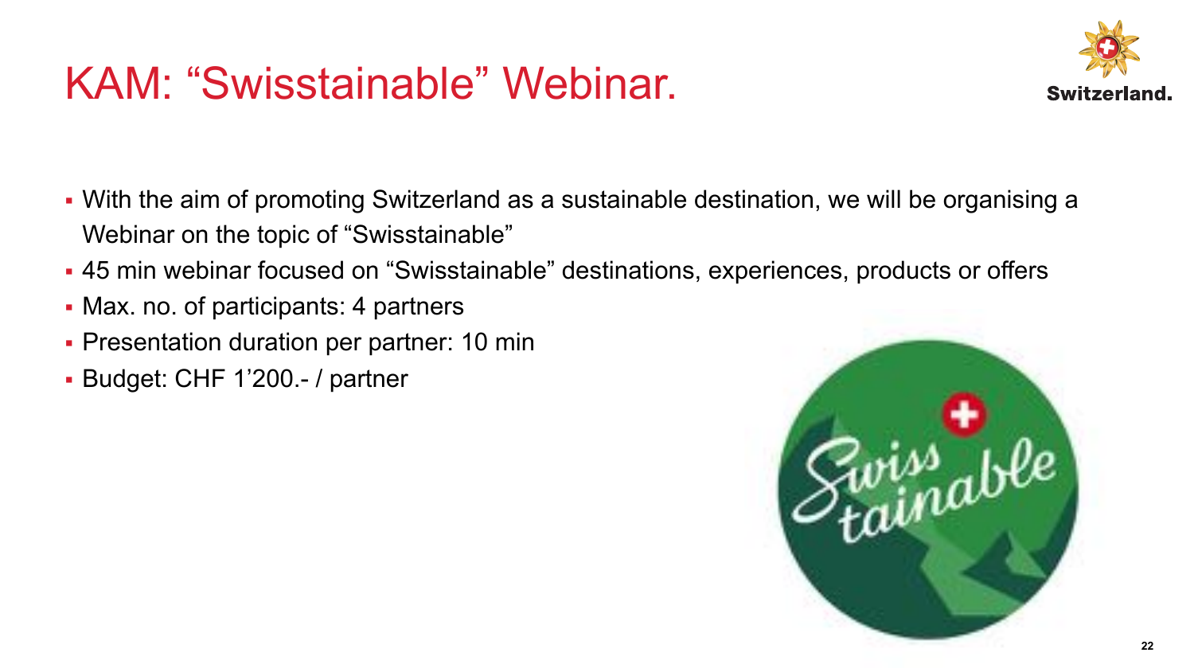# KAM: “Swisstainable” Webinar.

- With the aim of promoting Switzerland as a sustainable destination, we will be organising a Webinar on the topic of “Swisstainable”
- 45 min webinar focused on “Swisstainable” destinations, experiences, products or offers
- Max. no. of participants: 4 partners
- Presentation duration per partner: 10 min
- Budget: CHF 1’200.- / partner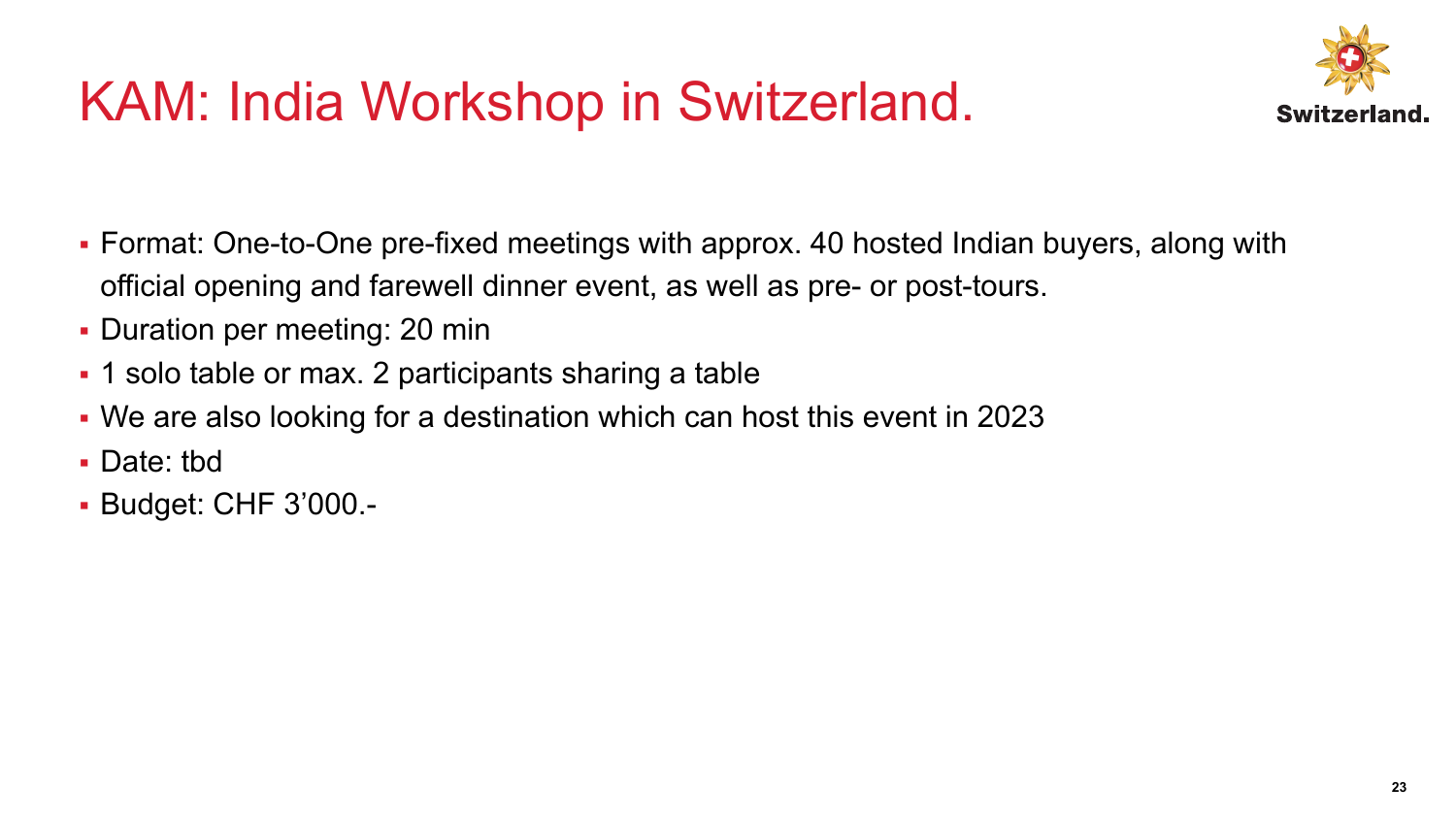# KAM: India Workshop in Switzerland.

- Format: One-to-One pre-fixed meetings with approx. 40 hosted Indian buyers, along with official opening and farewell dinner event, as well as pre- or post-tours.
- Duration per meeting: 20 min
- 1 solo table or max. 2 participants sharing a table
- We are also looking for a destination which can host this event in 2023
- Date: tbd
- Budget: CHF 3'000.-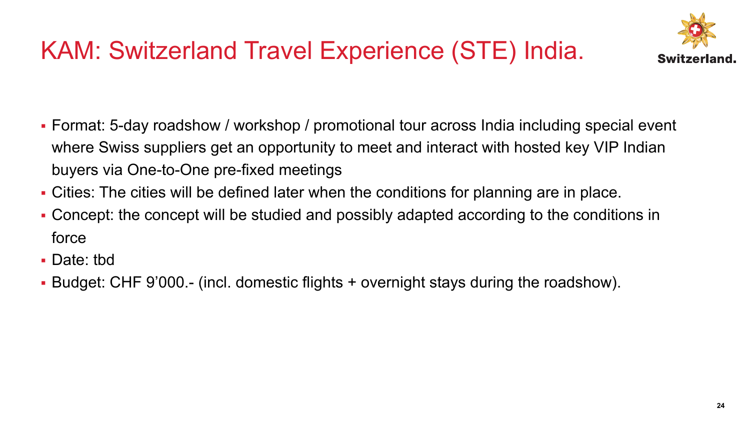# KAM: Switzerland Travel Experience (STE) India.

- Format: 5-day roadshow / workshop / promotional tour across India including special event where Swiss suppliers get an opportunity to meet and interact with hosted key VIP Indian buyers via One-to-One pre-fixed meetings
- Cities: The cities will be defined later when the conditions for planning are in place.
- Concept: the concept will be studied and possibly adapted according to the conditions in force
- Date: tbd
- Budget: CHF 9’000.- (incl. domestic flights + overnight stays during the roadshow).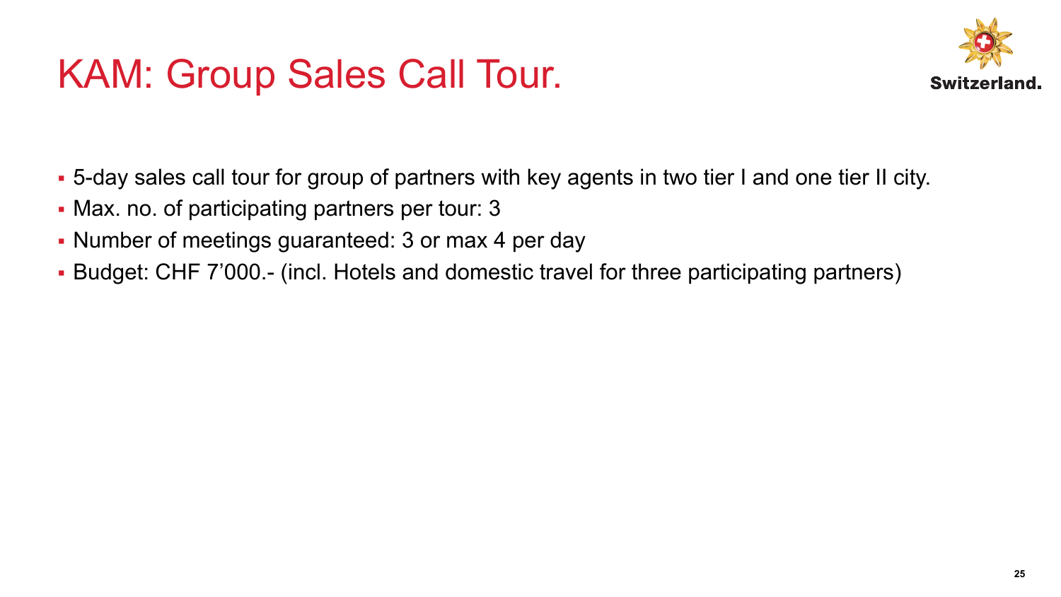# KAM: Group Sales Call Tour.

- 5-day sales call tour for group of partners with key agents in two tier I and one tier II city.
- Max. no. of participating partners per tour: 3
- Number of meetings guaranteed: 3 or max 4 per day
- Budget: CHF 7’000.- (incl. Hotels and domestic travel for three participating partners)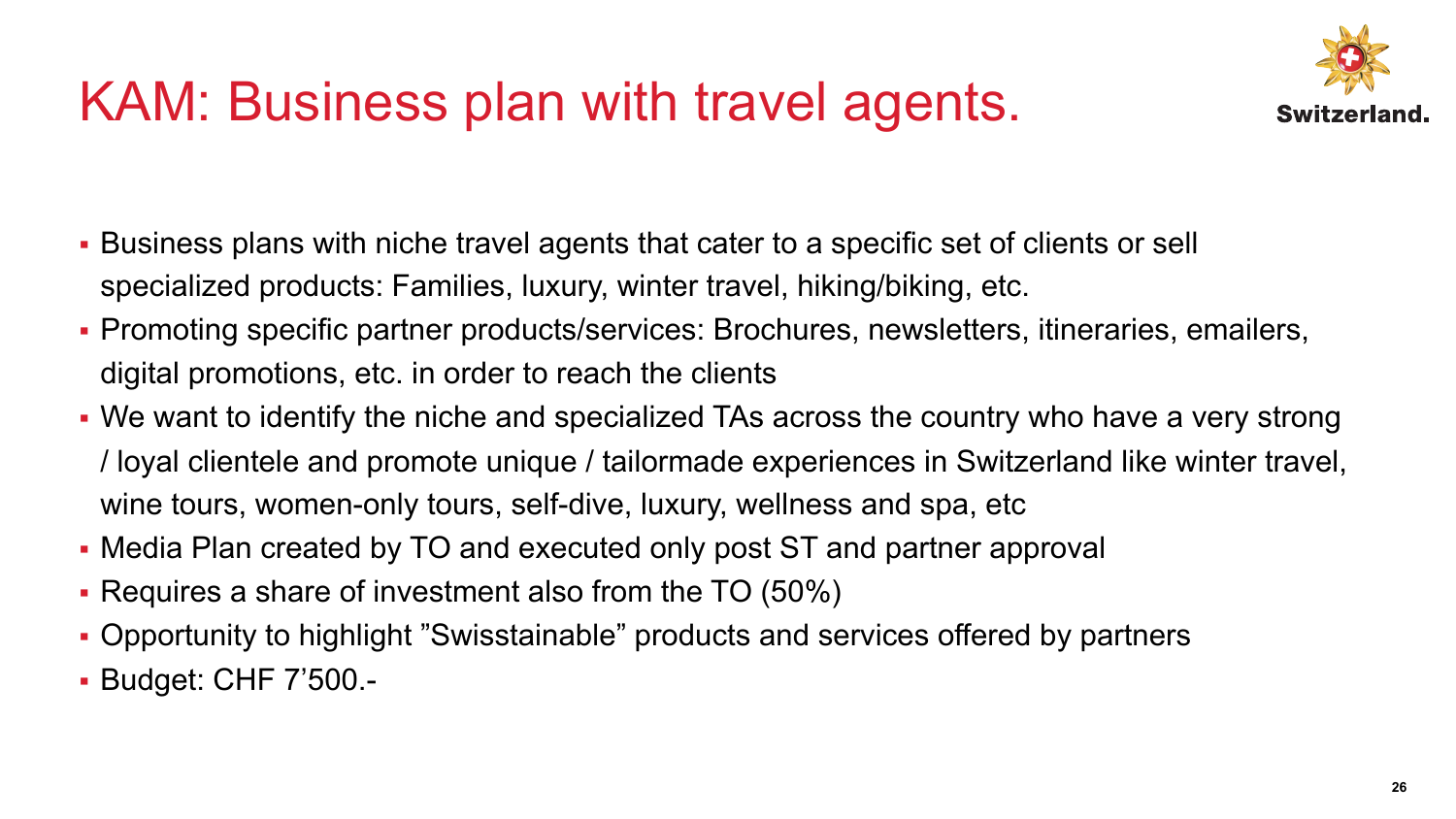# KAM: Business plan with travel agents.

- Business plans with niche travel agents that cater to a specific set of clients or sell specialized products: Families, luxury, winter travel, hiking/biking, etc.
- Promoting specific partner products/services: Brochures, newsletters, itineraries, emailers, digital promotions, etc. in order to reach the clients
- We want to identify the niche and specialized TAs across the country who have a very strong / loyal clientele and promote unique / tailormade experiences in Switzerland like winter travel, wine tours, women-only tours, self-dive, luxury, wellness and spa, etc
- Media Plan created by TO and executed only post ST and partner approval
- Requires a share of investment also from the TO (50%)
- Opportunity to highlight ”Swisstainable” products and services offered by partners
- Budget: CHF 7’500.-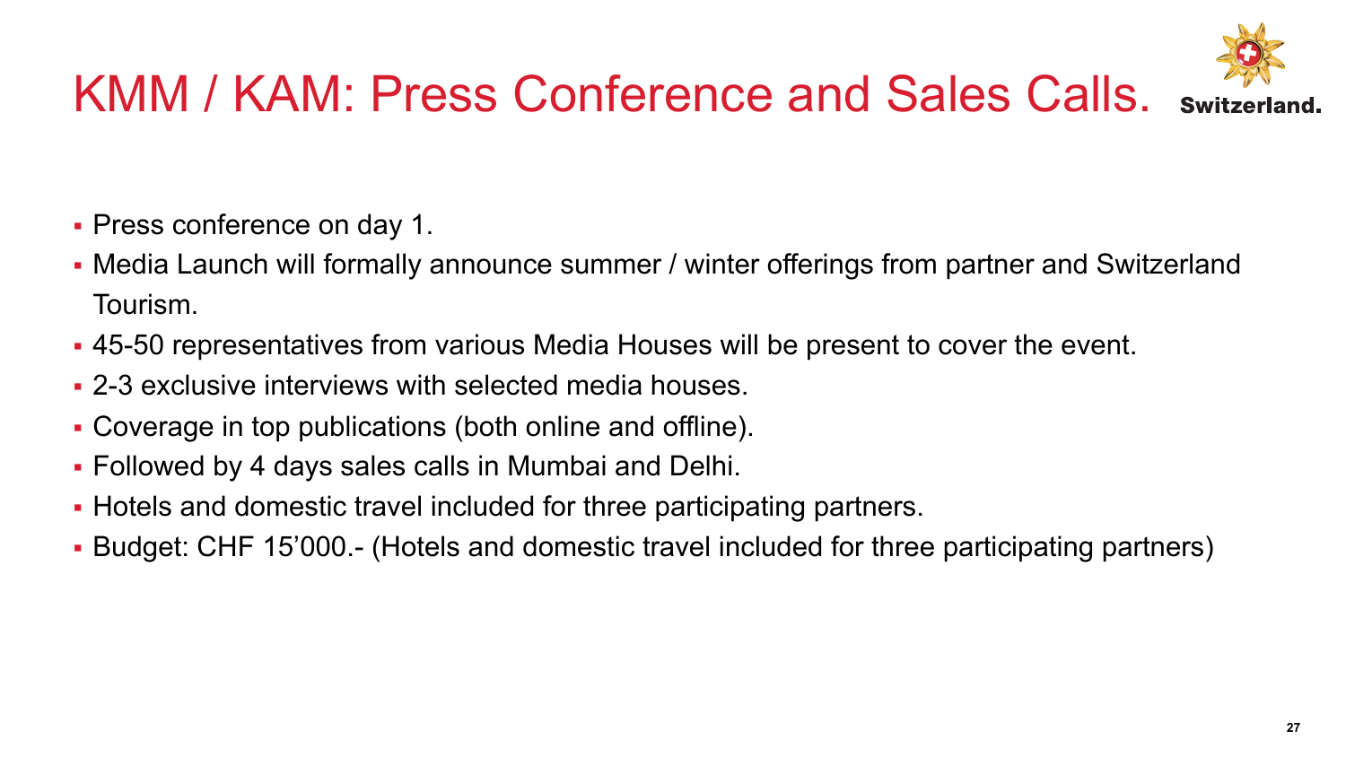# KMM / KAM: Press Conference and Sales Calls.

- Press conference on day 1.
- Media Launch will formally announce summer / winter offerings from partner and Switzerland Tourism.
- 45-50 representatives from various Media Houses will be present to cover the event.
- 2-3 exclusive interviews with selected media houses.
- Coverage in top publications (both online and offline).
- Followed by 4 days sales calls in Mumbai and Delhi.
- Hotels and domestic travel included for three participating partners.
- Budget: CHF 15’000.- (Hotels and domestic travel included for three participating partners)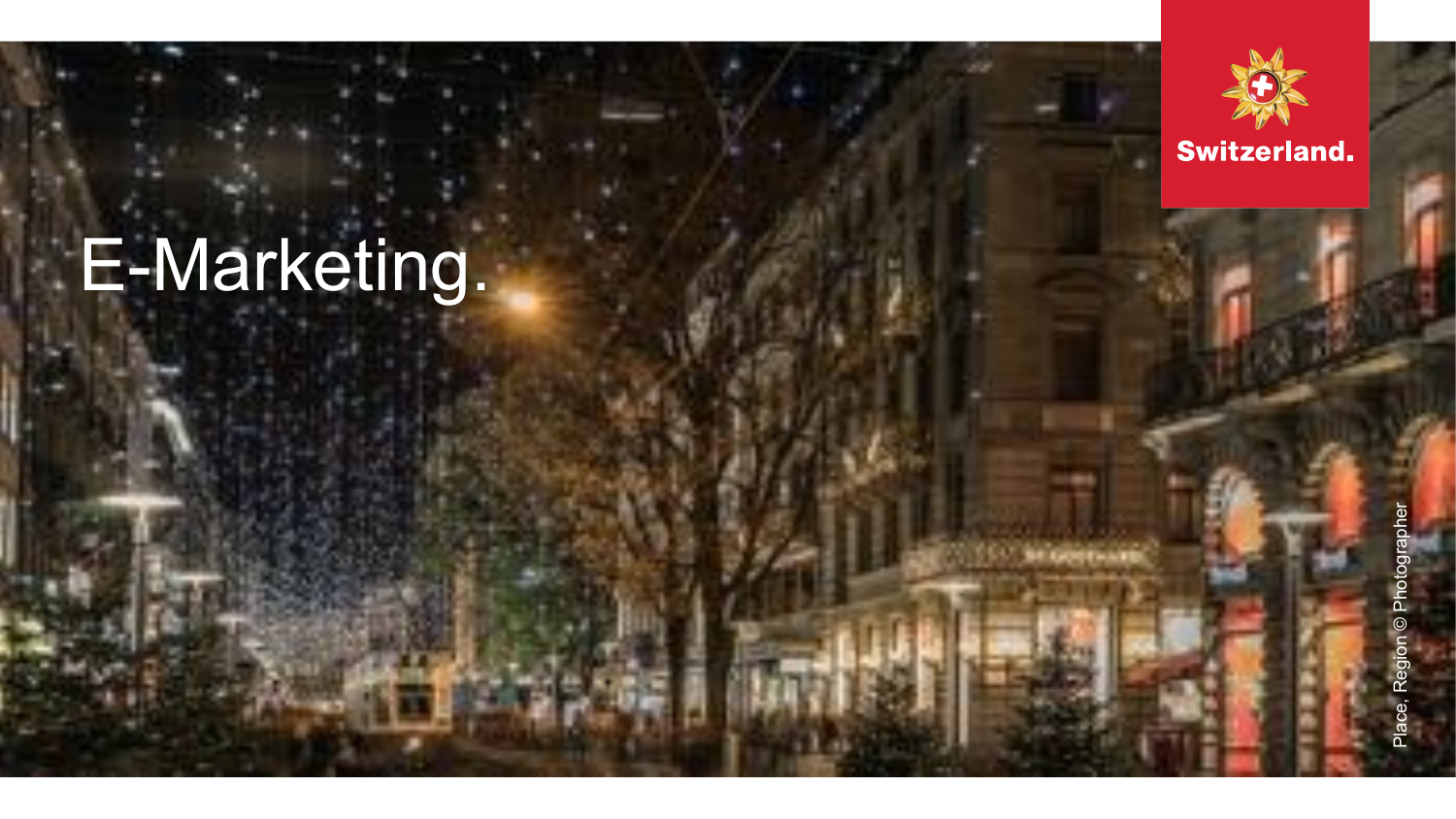# E-Marketing.

Switzerland.

Place, Region © Photographer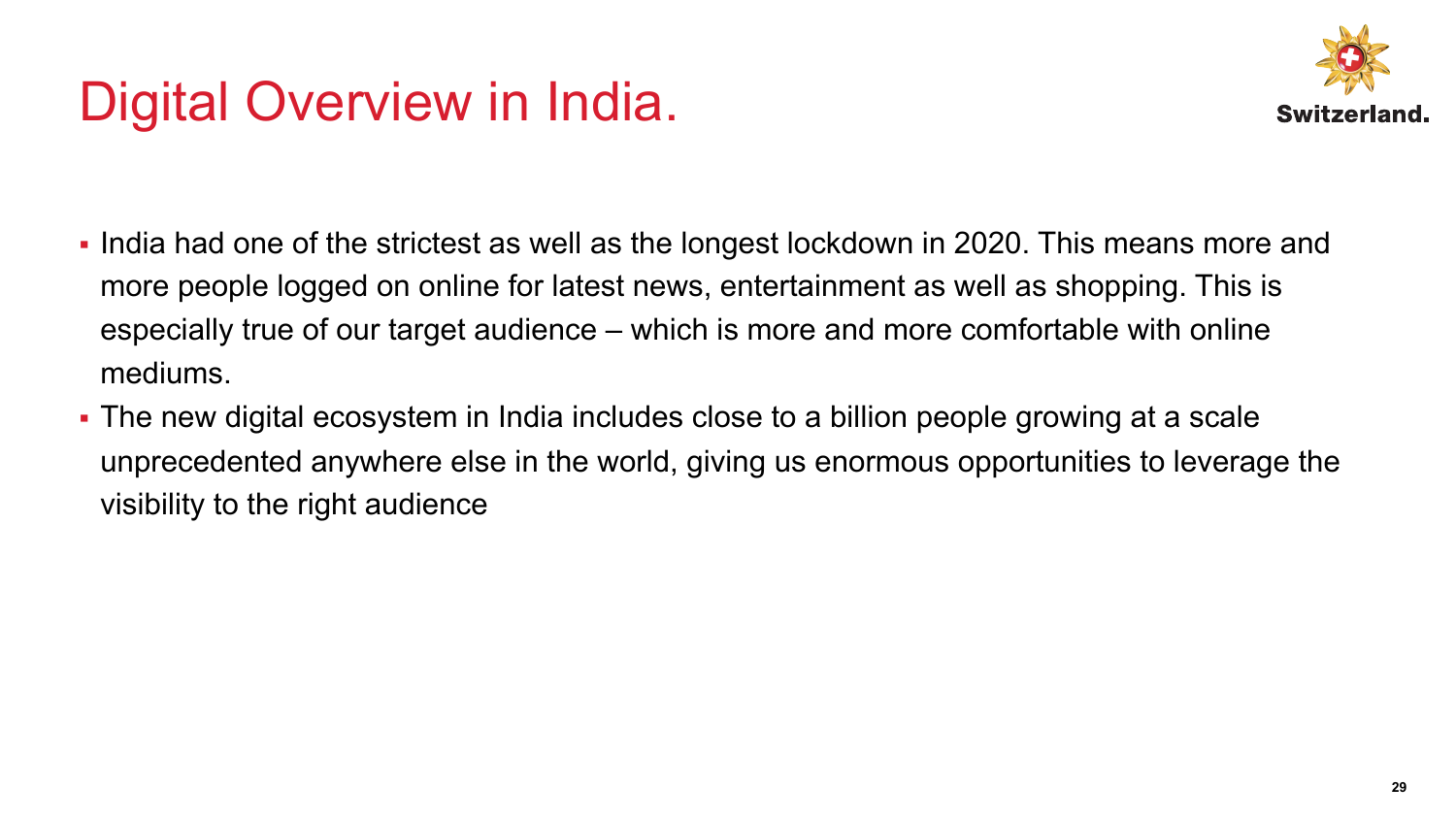# Digital Overview in India.

- India had one of the strictest as well as the longest lockdown in 2020. This means more and more people logged on online for latest news, entertainment as well as shopping. This is especially true of our target audience – which is more and more comfortable with online mediums.
- The new digital ecosystem in India includes close to a billion people growing at a scale unprecedented anywhere else in the world, giving us enormous opportunities to leverage the visibility to the right audience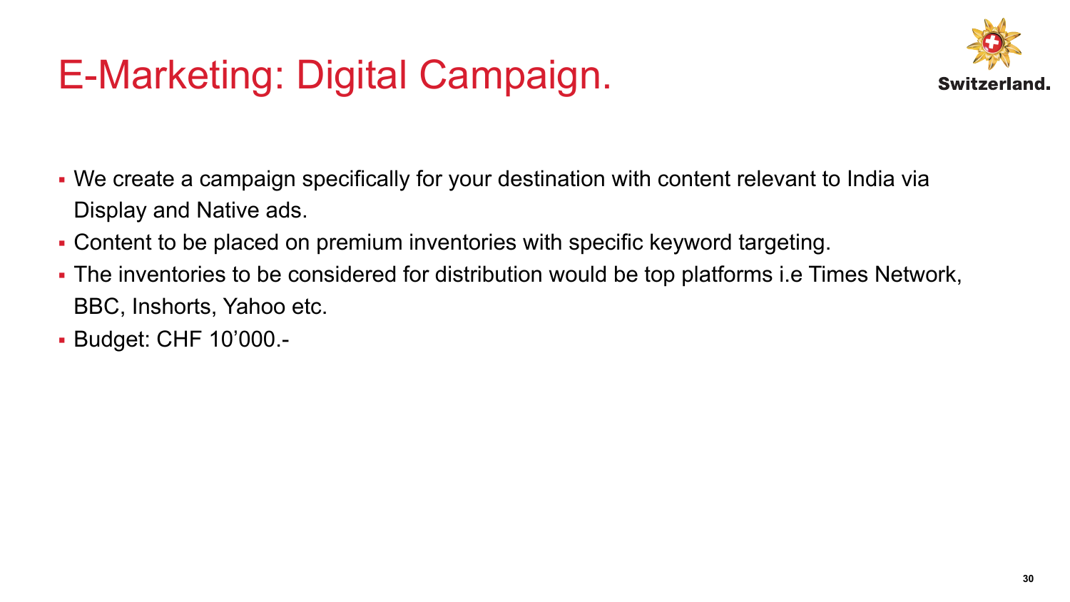# E-Marketing: Digital Campaign.

- We create a campaign specifically for your destination with content relevant to India via Display and Native ads.
- Content to be placed on premium inventories with specific keyword targeting.
- The inventories to be considered for distribution would be top platforms i.e Times Network, BBC, Inshorts, Yahoo etc.
- Budget: CHF 10’000.-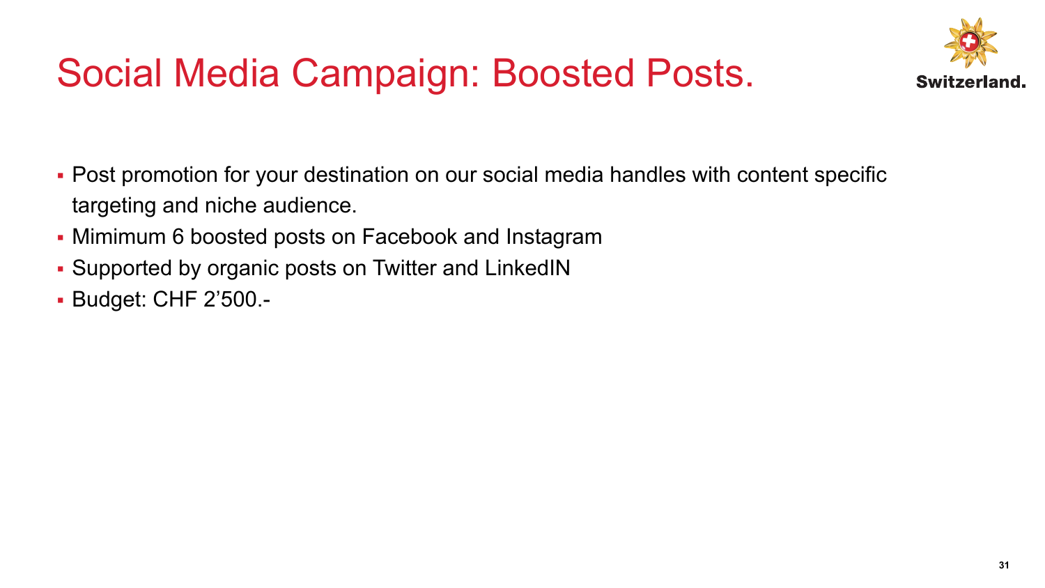# Social Media Campaign: Boosted Posts.

- Post promotion for your destination on our social media handles with content specific targeting and niche audience.
- Mimimum 6 boosted posts on Facebook and Instagram
- Supported by organic posts on Twitter and LinkedIN
- Budget: CHF 2’500.-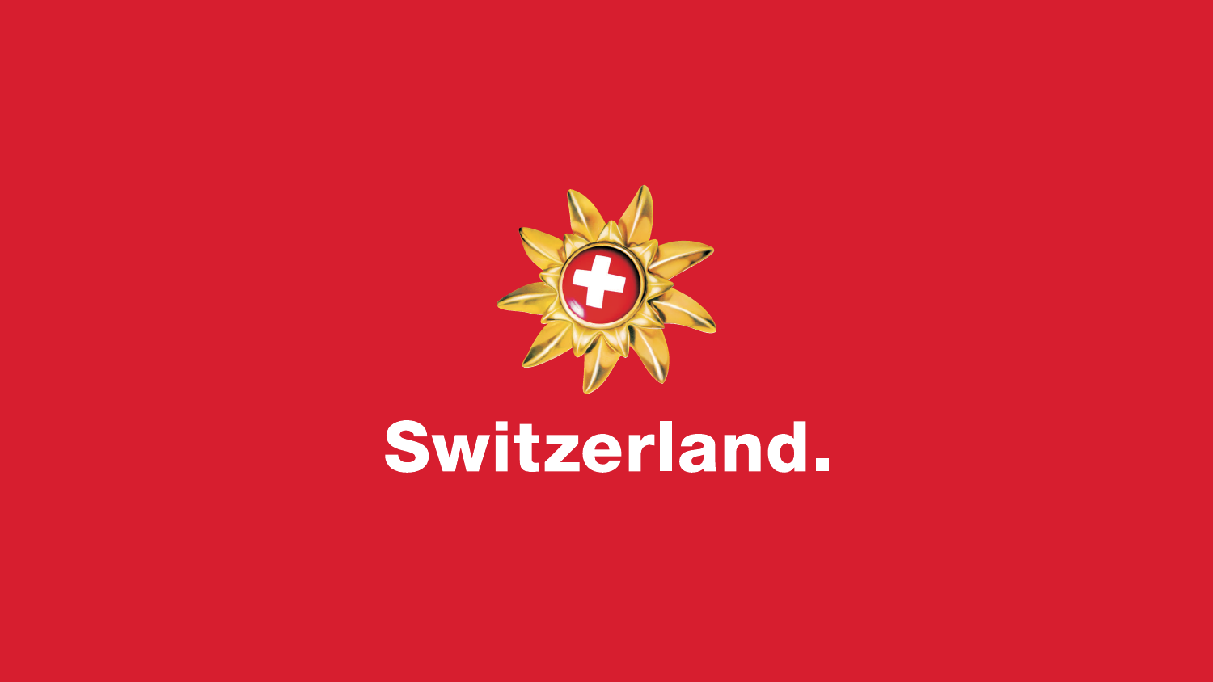Switzerland.